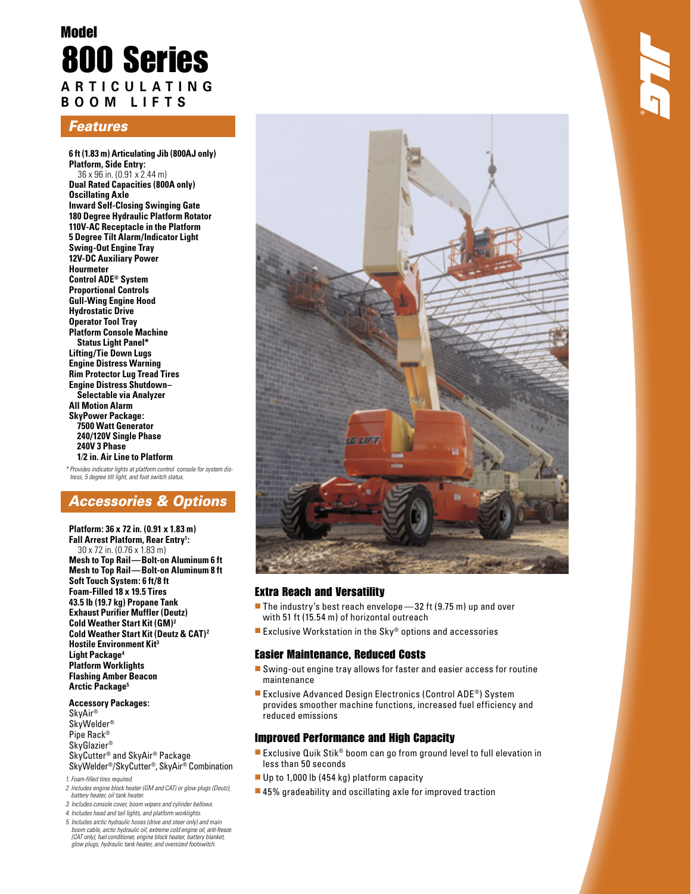# Model
# 800 Series
## ARTICULATING BOOM LIFTS

## Features

**6 ft (1.83 m) Articulating Jib (800AJ only)**
**Platform, Side Entry:**
36 x 96 in. (0.91 x 2.44 m)
**Dual Rated Capacities (800A only)**
**Oscillating Axle**
**Inward Self-Closing Swinging Gate**
**180 Degree Hydraulic Platform Rotator**
**110V-AC Receptacle in the Platform**
**5 Degree Tilt Alarm/Indicator Light**
**Swing-Out Engine Tray**
**12V-DC Auxiliary Power**
**Hourmeter**
**Control ADE® System**
**Proportional Controls**
**Gull-Wing Engine Hood**
**Hydrostatic Drive**
**Operator Tool Tray**
**Platform Console Machine Status Light Panel***
**Lifting/Tie Down Lugs**
**Engine Distress Warning**
**Rim Protector Lug Tread Tires**
**Engine Distress Shutdown– Selectable via Analyzer**
**All Motion Alarm**
**SkyPower Package:**
**7500 Watt Generator**
**240/120V Single Phase**
**240V 3 Phase**
**1/2 in. Air Line to Platform**

*\* Provides indicator lights at platform control console for system distress, 5 degree tilt light, and foot switch status.*

## Accessories & Options

**Platform: 36 x 72 in. (0.91 x 1.83 m)**
**Fall Arrest Platform, Rear Entry[1]:**
30 x 72 in. (0.76 x 1.83 m)
**Mesh to Top Rail—Bolt-on Aluminum 6 ft**
**Mesh to Top Rail—Bolt-on Aluminum 8 ft**
**Soft Touch System: 6 ft/8 ft**
**Foam-Filled 18 x 19.5 Tires**
**43.5 lb (19.7 kg) Propane Tank**
**Exhaust Purifier Muffler (Deutz)**
**Cold Weather Start Kit (GM)[2]**
**Cold Weather Start Kit (Deutz & CAT)[2]**
**Hostile Environment Kit[3]**
**Light Package[4]**
**Platform Worklights**
**Flashing Amber Beacon**
**Arctic Package[5]**

**Accessory Packages:**
SkyAir®
SkyWelder®
Pipe Rack®
SkyGlazier®
SkyCutter® and SkyAir® Package
SkyWelder®/SkyCutter®, SkyAir® Combination

*1. Foam-filled tires required.*
*2. Includes engine block heater (GM and CAT) or glow plugs (Deutz), battery heater, oil tank heater.*
*3. Includes console cover, boom wipers and cylinder bellows.*
*4. Includes head and tail lights, and platform worklights.*
*5. Includes arctic hydraulic hoses (drive and steer only) and main boom cable, arctic hydraulic oil, extreme cold engine oil, anti-freeze (CAT only), fuel conditioner, engine block heater, battery blanket, glow plugs, hydraulic tank heater, and oversized footswitch.*

### Extra Reach and Versatility

- The industry's best reach envelope—32 ft (9.75 m) up and over with 51 ft (15.54 m) of horizontal outreach
- Exclusive Workstation in the Sky® options and accessories

### Easier Maintenance, Reduced Costs

- Swing-out engine tray allows for faster and easier access for routine maintenance
- Exclusive Advanced Design Electronics (Control ADE®) System provides smoother machine functions, increased fuel efficiency and reduced emissions

### Improved Performance and High Capacity

- Exclusive Quik Stik® boom can go from ground level to full elevation in less than 50 seconds
- Up to 1,000 lb (454 kg) platform capacity
- 45% gradeability and oscillating axle for improved traction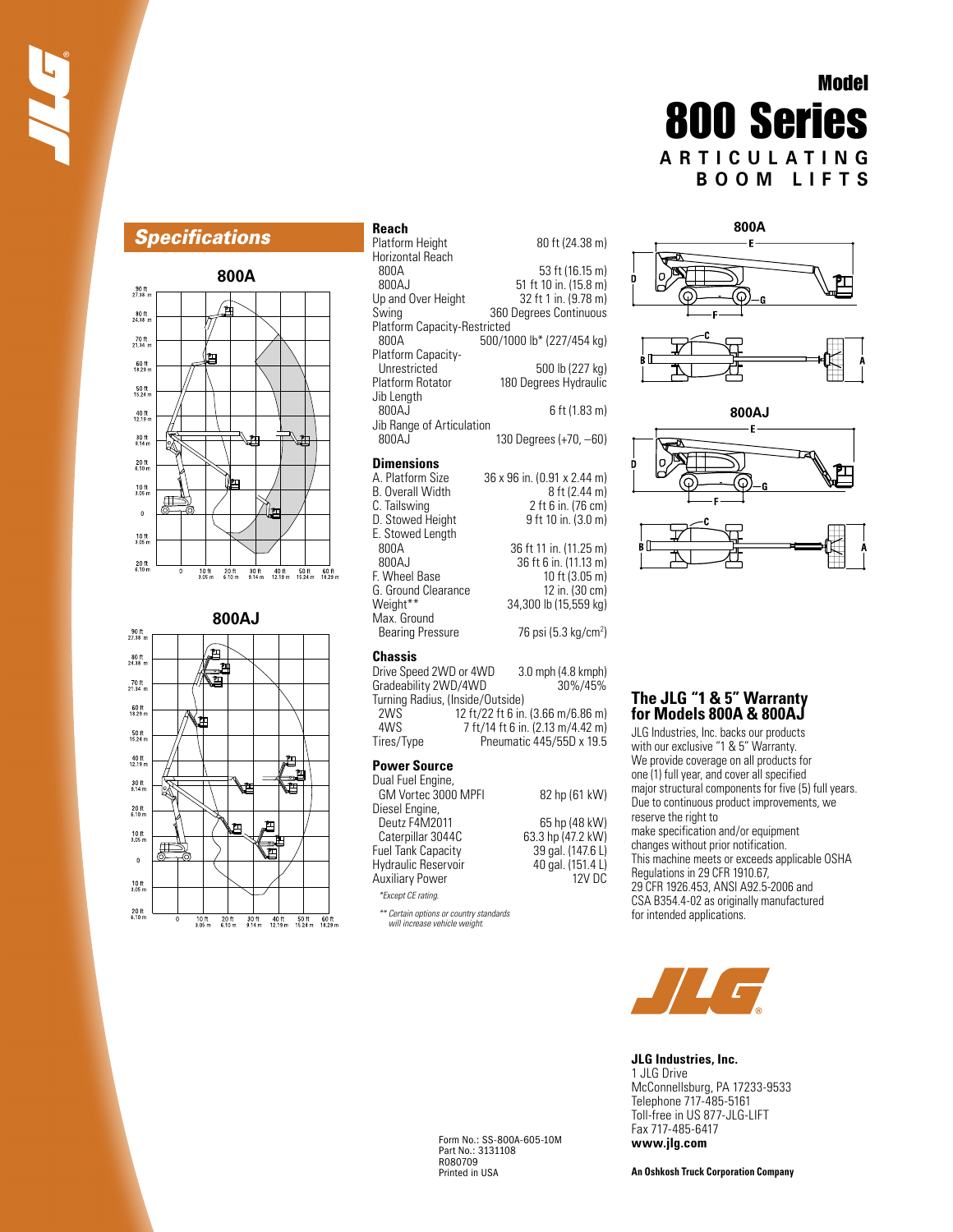# Model 800 Series

**ARTICULATING BOOM LIFTS**

## Specifications

800A

90 ft 27.38 m
80 ft 24.38 m
70 ft 21.34 m
60 ft 18.29 m
50 ft 15.24 m
40 ft 12.19 m
30 ft 9.14 m
20 ft 6.10 m
10 ft 3.05 m
0
10 ft 3.05 m
20 ft 6.10 m
0 10 ft 3.05 m 20 ft 6.10 m 30 ft 9.14 m 40 ft 12.19 m 50 ft 15.24 m 60 ft 18.29 m

800AJ

90 ft 27.38 m
80 ft 24.38 m
70 ft 21.34 m
60 ft 18.29 m
50 ft 15.24 m
40 ft 12.19 m
30 ft 9.14 m
20 ft 6.10 m
10 ft 3.05 m
0
10 ft 3.05 m
20 ft 6.10 m
0 10 ft 3.05 m 20 ft 6.10 m 30 ft 9.14 m 40 ft 12.19 m 50 ft 15.24 m 60 ft 18.29 m

### Reach

| | |
|---|---|
| Platform Height | 80 ft (24.38 m) |
| Horizontal Reach | |
| 800A | 53 ft (16.15 m) |
| 800AJ | 51 ft 10 in. (15.8 m) |
| Up and Over Height | 32 ft 1 in. (9.78 m) |
| Swing | 360 Degrees Continuous |
| Platform Capacity-Restricted | |
| 800A | 500/1000 lb* (227/454 kg) |
| Platform Capacity-Unrestricted | 500 lb (227 kg) |
| Platform Rotator | 180 Degrees Hydraulic |
| Jib Length | |
| 800AJ | 6 ft (1.83 m) |
| Jib Range of Articulation | |
| 800AJ | 130 Degrees (+70, –60) |

### Dimensions

| | |
|---|---|
| A. Platform Size | 36 x 96 in. (0.91 x 2.44 m) |
| B. Overall Width | 8 ft (2.44 m) |
| C. Tailswing | 2 ft 6 in. (76 cm) |
| D. Stowed Height | 9 ft 10 in. (3.0 m) |
| E. Stowed Length | |
| 800A | 36 ft 11 in. (11.25 m) |
| 800AJ | 36 ft 6 in. (11.13 m) |
| F. Wheel Base | 10 ft (3.05 m) |
| G. Ground Clearance | 12 in. (30 cm) |
| Weight** | 34,300 lb (15,559 kg) |
| Max. Ground Bearing Pressure | 76 psi (5.3 kg/cm$^2$) |

### Chassis

| | |
|---|---|
| Drive Speed 2WD or 4WD | 3.0 mph (4.8 kmph) |
| Gradeability 2WD/4WD | 30%/45% |
| Turning Radius, (Inside/Outside) | |
| 2WS | 12 ft/22 ft 6 in. (3.66 m/6.86 m) |
| 4WS | 7 ft/14 ft 6 in. (2.13 m/4.42 m) |
| Tires/Type | Pneumatic 445/55D x 19.5 |

### Power Source

| | |
|---|---|
| Dual Fuel Engine, | |
| GM Vortec 3000 MPFI | 82 hp (61 kW) |
| Diesel Engine, | |
| Deutz F4M2011 | 65 hp (48 kW) |
| Caterpillar 3044C | 63.3 hp (47.2 kW) |
| Fuel Tank Capacity | 39 gal. (147.6 L) |
| Hydraulic Reservoir | 40 gal. (151.4 L) |
| Auxiliary Power | 12V DC |

*Except CE rating.

** Certain options or country standards will increase vehicle weight.

800A

800AJ

## The JLG "1 & 5" Warranty for Models 800A & 800AJ

JLG Industries, Inc. backs our products with our exclusive "1 & 5" Warranty. We provide coverage on all products for one (1) full year, and cover all specified major structural components for five (5) full years. Due to continuous product improvements, we reserve the right to make specification and/or equipment changes without prior notification. This machine meets or exceeds applicable OSHA Regulations in 29 CFR 1910.67, 29 CFR 1926.453, ANSI A92.5-2006 and CSA B354.4-02 as originally manufactured for intended applications.

**JLG Industries, Inc.**
1 JLG Drive
McConnellsburg, PA 17233-9533
Telephone 717-485-5161
Toll-free in US 877-JLG-LIFT
Fax 717-485-6417
**www.jlg.com**

**An Oshkosh Truck Corporation Company**

Form No.: SS-800A-605-10M
Part No.: 3131108
R080709
Printed in USA